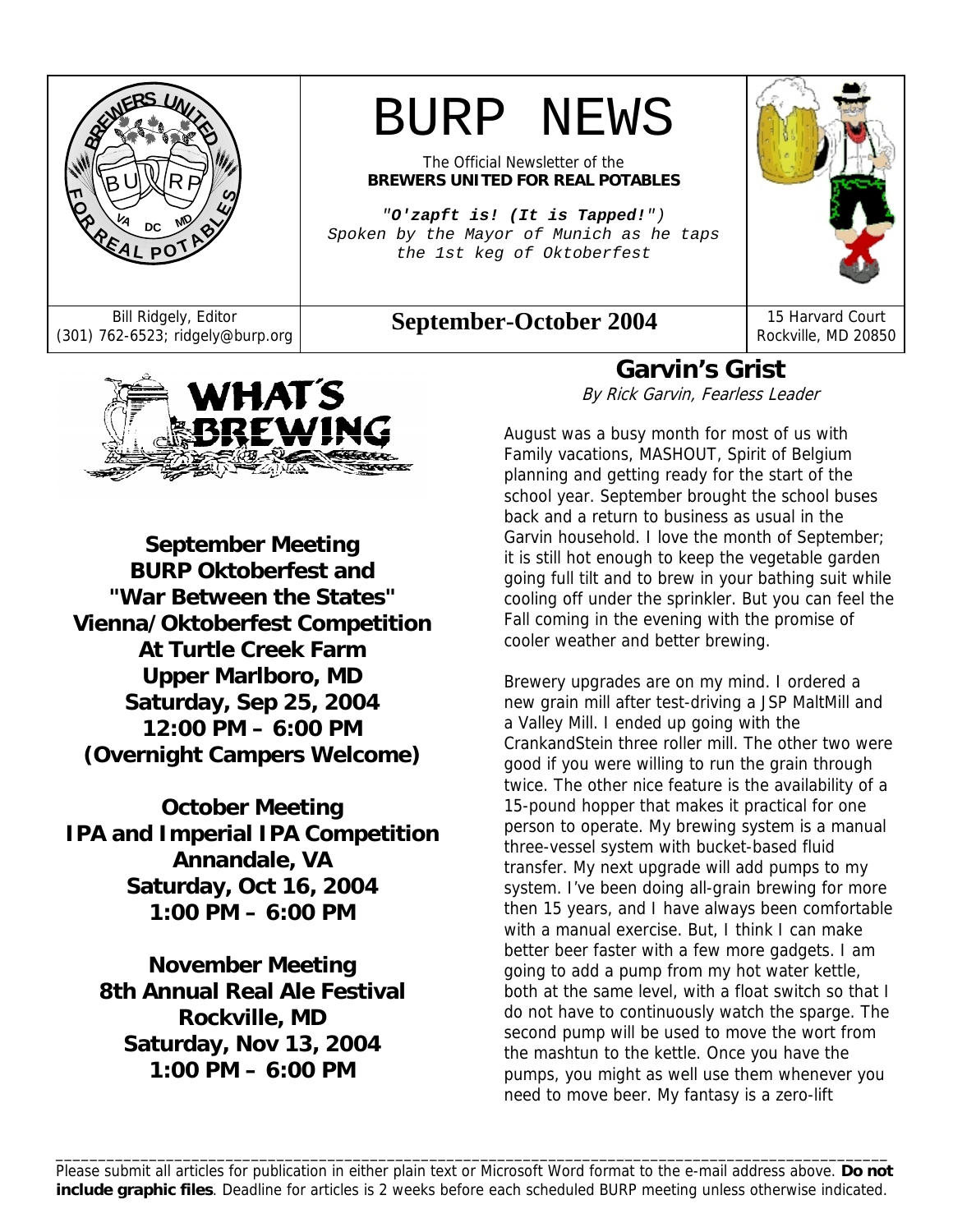# BURP NEWS

The Official Newsletter of the
**BREWERS UNITED FOR REAL POTABLES**

*"**O'zapft is! (It is Tapped!**")*
*Spoken by the Mayor of Munich as he taps the 1st keg of Oktoberfest*

Bill Ridgely, Editor
(301) 762-6523; ridgely@burp.org

**September-October 2004**

15 Harvard Court
Rockville, MD 20850

## WHAT'S BREWING

**September Meeting**
**BURP Oktoberfest and "War Between the States" Vienna/Oktoberfest Competition**
**At Turtle Creek Farm**
**Upper Marlboro, MD**
**Saturday, Sep 25, 2004**
**12:00 PM – 6:00 PM**
**(Overnight Campers Welcome)**

**October Meeting**
**IPA and Imperial IPA Competition**
**Annandale, VA**
**Saturday, Oct 16, 2004**
**1:00 PM – 6:00 PM**

**November Meeting**
**8th Annual Real Ale Festival**
**Rockville, MD**
**Saturday, Nov 13, 2004**
**1:00 PM – 6:00 PM**

## Garvin's Grist

*By Rick Garvin, Fearless Leader*

August was a busy month for most of us with Family vacations, MASHOUT, Spirit of Belgium planning and getting ready for the start of the school year. September brought the school buses back and a return to business as usual in the Garvin household. I love the month of September; it is still hot enough to keep the vegetable garden going full tilt and to brew in your bathing suit while cooling off under the sprinkler. But you can feel the Fall coming in the evening with the promise of cooler weather and better brewing.

Brewery upgrades are on my mind. I ordered a new grain mill after test-driving a JSP MaltMill and a Valley Mill. I ended up going with the CrankandStein three roller mill. The other two were good if you were willing to run the grain through twice. The other nice feature is the availability of a 15-pound hopper that makes it practical for one person to operate. My brewing system is a manual three-vessel system with bucket-based fluid transfer. My next upgrade will add pumps to my system. I've been doing all-grain brewing for more then 15 years, and I have always been comfortable with a manual exercise. But, I think I can make better beer faster with a few more gadgets. I am going to add a pump from my hot water kettle, both at the same level, with a float switch so that I do not have to continuously watch the sparge. The second pump will be used to move the wort from the mashtun to the kettle. Once you have the pumps, you might as well use them whenever you need to move beer. My fantasy is a zero-lift

---

Please submit all articles for publication in either plain text or Microsoft Word format to the e-mail address above. **Do not include graphic files**. Deadline for articles is 2 weeks before each scheduled BURP meeting unless otherwise indicated.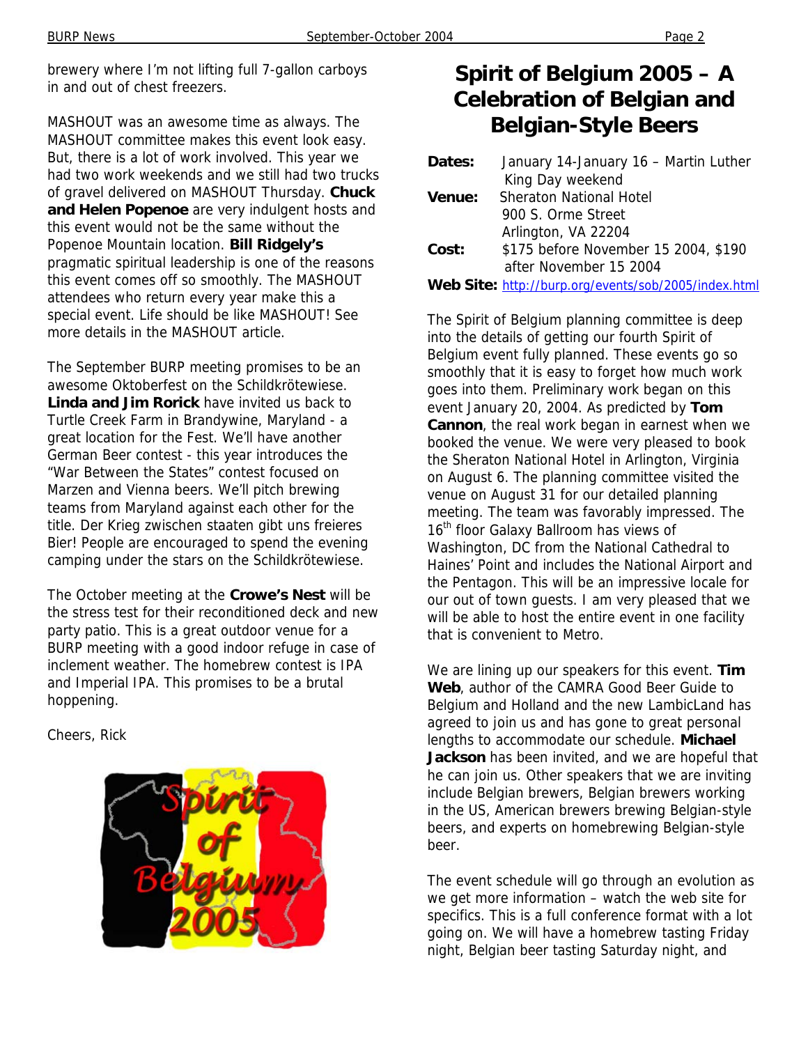brewery where I'm not lifting full 7-gallon carboys in and out of chest freezers.

MASHOUT was an awesome time as always. The MASHOUT committee makes this event look easy. But, there is a lot of work involved. This year we had two work weekends and we still had two trucks of gravel delivered on MASHOUT Thursday. **Chuck and Helen Popenoe** are very indulgent hosts and this event would not be the same without the Popenoe Mountain location. **Bill Ridgely's** pragmatic spiritual leadership is one of the reasons this event comes off so smoothly. The MASHOUT attendees who return every year make this a special event. Life should be like MASHOUT! See more details in the MASHOUT article.

The September BURP meeting promises to be an awesome Oktoberfest on the Schildkrötewiese. **Linda and Jim Rorick** have invited us back to Turtle Creek Farm in Brandywine, Maryland - a great location for the Fest. We'll have another German Beer contest - this year introduces the "War Between the States" contest focused on Marzen and Vienna beers. We'll pitch brewing teams from Maryland against each other for the title. Der Krieg zwischen staaten gibt uns freieres Bier! People are encouraged to spend the evening camping under the stars on the Schildkrötewiese.

The October meeting at the **Crowe's Nest** will be the stress test for their reconditioned deck and new party patio. This is a great outdoor venue for a BURP meeting with a good indoor refuge in case of inclement weather. The homebrew contest is IPA and Imperial IPA. This promises to be a brutal hoppening.

Cheers, Rick

# Spirit of Belgium 2005 – A Celebration of Belgian and Belgian-Style Beers

**Dates:** January 14-January 16 – Martin Luther King Day weekend
**Venue:** Sheraton National Hotel
900 S. Orme Street
Arlington, VA 22204
**Cost:** $175 before November 15 2004, $190 after November 15 2004
**Web Site:** http://burp.org/events/sob/2005/index.html

The Spirit of Belgium planning committee is deep into the details of getting our fourth Spirit of Belgium event fully planned. These events go so smoothly that it is easy to forget how much work goes into them. Preliminary work began on this event January 20, 2004. As predicted by **Tom Cannon**, the real work began in earnest when we booked the venue. We were very pleased to book the Sheraton National Hotel in Arlington, Virginia on August 6. The planning committee visited the venue on August 31 for our detailed planning meeting. The team was favorably impressed. The 16th floor Galaxy Ballroom has views of Washington, DC from the National Cathedral to Haines' Point and includes the National Airport and the Pentagon. This will be an impressive locale for our out of town guests. I am very pleased that we will be able to host the entire event in one facility that is convenient to Metro.

We are lining up our speakers for this event. **Tim Web**, author of the CAMRA Good Beer Guide to Belgium and Holland and the new LambicLand has agreed to join us and has gone to great personal lengths to accommodate our schedule. **Michael Jackson** has been invited, and we are hopeful that he can join us. Other speakers that we are inviting include Belgian brewers, Belgian brewers working in the US, American brewers brewing Belgian-style beers, and experts on homebrewing Belgian-style beer.

The event schedule will go through an evolution as we get more information – watch the web site for specifics. This is a full conference format with a lot going on. We will have a homebrew tasting Friday night, Belgian beer tasting Saturday night, and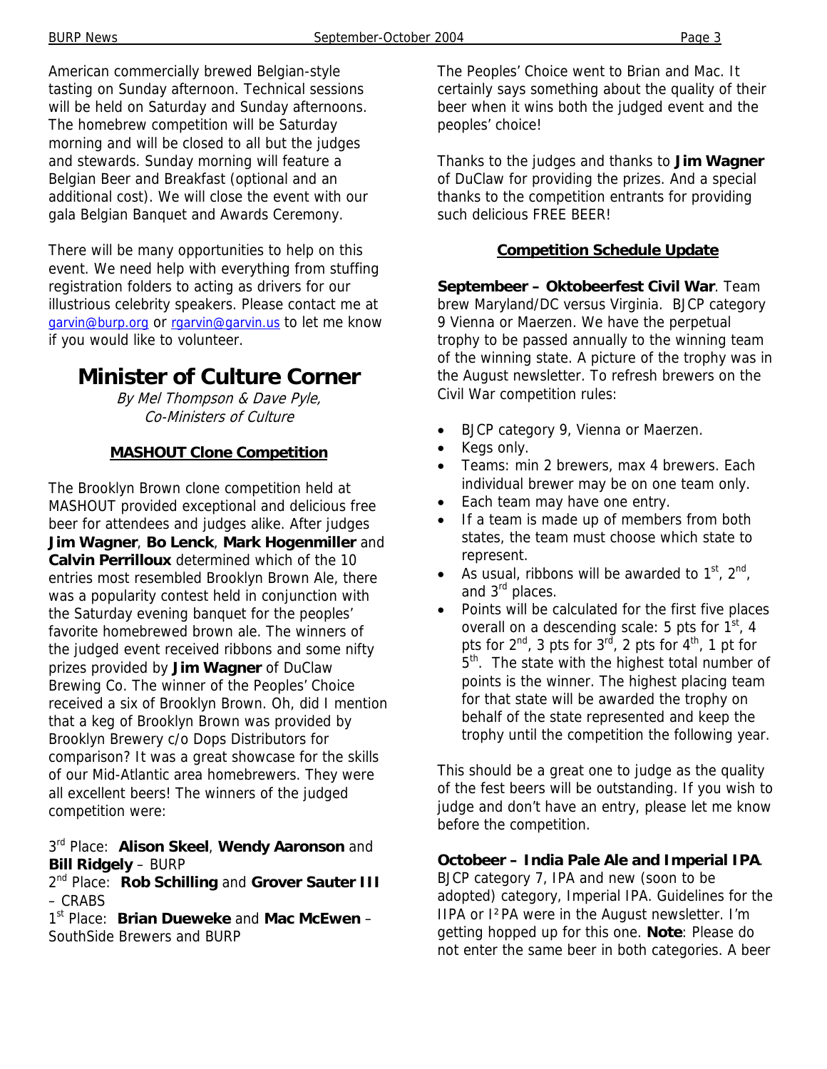American commercially brewed Belgian-style tasting on Sunday afternoon. Technical sessions will be held on Saturday and Sunday afternoons. The homebrew competition will be Saturday morning and will be closed to all but the judges and stewards. Sunday morning will feature a Belgian Beer and Breakfast (optional and an additional cost). We will close the event with our gala Belgian Banquet and Awards Ceremony.

There will be many opportunities to help on this event. We need help with everything from stuffing registration folders to acting as drivers for our illustrious celebrity speakers. Please contact me at garvin@burp.org or rgarvin@garvin.us to let me know if you would like to volunteer.

# Minister of Culture Corner

*By Mel Thompson & Dave Pyle, Co-Ministers of Culture*

### MASHOUT Clone Competition

The Brooklyn Brown clone competition held at MASHOUT provided exceptional and delicious free beer for attendees and judges alike. After judges **Jim Wagner**, **Bo Lenck**, **Mark Hogenmiller** and **Calvin Perrilloux** determined which of the 10 entries most resembled Brooklyn Brown Ale, there was a popularity contest held in conjunction with the Saturday evening banquet for the peoples' favorite homebrewed brown ale. The winners of the judged event received ribbons and some nifty prizes provided by **Jim Wagner** of DuClaw Brewing Co. The winner of the Peoples' Choice received a six of Brooklyn Brown. Oh, did I mention that a keg of Brooklyn Brown was provided by Brooklyn Brewery c/o Dops Distributors for comparison? It was a great showcase for the skills of our Mid-Atlantic area homebrewers. They were all excellent beers! The winners of the judged competition were:

3rd Place: **Alison Skeel**, **Wendy Aaronson** and **Bill Ridgely** – BURP
2nd Place: **Rob Schilling** and **Grover Sauter III** – CRABS
1st Place: **Brian Dueweke** and **Mac McEwen** – SouthSide Brewers and BURP

The Peoples' Choice went to Brian and Mac. It certainly says something about the quality of their beer when it wins both the judged event and the peoples' choice!

Thanks to the judges and thanks to **Jim Wagner** of DuClaw for providing the prizes. And a special thanks to the competition entrants for providing such delicious FREE BEER!

### Competition Schedule Update

**Septembeer – Oktobeerfest Civil War**. Team brew Maryland/DC versus Virginia. BJCP category 9 Vienna or Maerzen. We have the perpetual trophy to be passed annually to the winning team of the winning state. A picture of the trophy was in the August newsletter. To refresh brewers on the Civil War competition rules:

- BJCP category 9, Vienna or Maerzen.
- Kegs only.
- Teams: min 2 brewers, max 4 brewers. Each individual brewer may be on one team only.
- Each team may have one entry.
- If a team is made up of members from both states, the team must choose which state to represent.
- As usual, ribbons will be awarded to 1st, 2nd, and 3rd places.
- Points will be calculated for the first five places overall on a descending scale: 5 pts for 1st, 4 pts for 2nd, 3 pts for 3rd, 2 pts for 4th, 1 pt for 5th. The state with the highest total number of points is the winner. The highest placing team for that state will be awarded the trophy on behalf of the state represented and keep the trophy until the competition the following year.

This should be a great one to judge as the quality of the fest beers will be outstanding. If you wish to judge and don't have an entry, please let me know before the competition.

**Octobeer – India Pale Ale and Imperial IPA**. BJCP category 7, IPA and new (soon to be adopted) category, Imperial IPA. Guidelines for the IIPA or I²PA were in the August newsletter. I'm getting hopped up for this one. **Note**: Please do not enter the same beer in both categories. A beer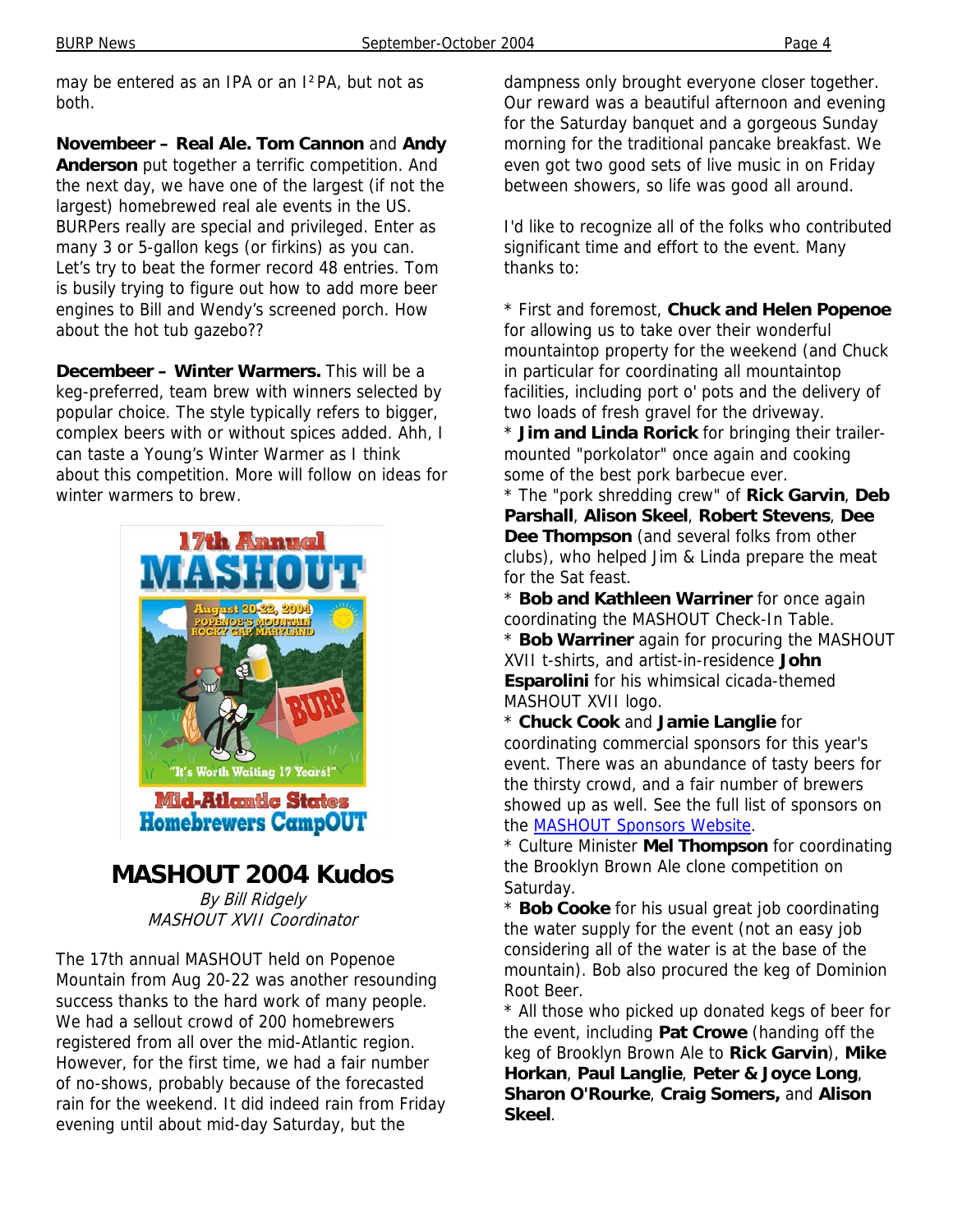may be entered as an IPA or an I²PA, but not as both.

**Novembeer – Real Ale. Tom Cannon** and **Andy Anderson** put together a terrific competition. And the next day, we have one of the largest (if not the largest) homebrewed real ale events in the US. BURPers really are special and privileged. Enter as many 3 or 5-gallon kegs (or firkins) as you can. Let's try to beat the former record 48 entries. Tom is busily trying to figure out how to add more beer engines to Bill and Wendy's screened porch. How about the hot tub gazebo??

**Decembeer – Winter Warmers.** This will be a keg-preferred, team brew with winners selected by popular choice. The style typically refers to bigger, complex beers with or without spices added. Ahh, I can taste a Young's Winter Warmer as I think about this competition. More will follow on ideas for winter warmers to brew.

17th Annual MASHOUT
August 20-22, 2004
Popenoe's Mountain, Rocky Gap, Maryland
"It's Worth Waiting 17 Years!"
Mid-Atlantic States Homebrewers CampOUT

## MASHOUT 2004 Kudos

*By Bill Ridgely*
*MASHOUT XVII Coordinator*

The 17th annual MASHOUT held on Popenoe Mountain from Aug 20-22 was another resounding success thanks to the hard work of many people. We had a sellout crowd of 200 homebrewers registered from all over the mid-Atlantic region. However, for the first time, we had a fair number of no-shows, probably because of the forecasted rain for the weekend. It did indeed rain from Friday evening until about mid-day Saturday, but the dampness only brought everyone closer together. Our reward was a beautiful afternoon and evening for the Saturday banquet and a gorgeous Sunday morning for the traditional pancake breakfast. We even got two good sets of live music in on Friday between showers, so life was good all around.

I'd like to recognize all of the folks who contributed significant time and effort to the event. Many thanks to:

* First and foremost, **Chuck and Helen Popenoe** for allowing us to take over their wonderful mountaintop property for the weekend (and Chuck in particular for coordinating all mountaintop facilities, including port o' pots and the delivery of two loads of fresh gravel for the driveway.
* **Jim and Linda Rorick** for bringing their trailer-mounted "porkolator" once again and cooking some of the best pork barbecue ever.
* The "pork shredding crew" of **Rick Garvin**, **Deb Parshall**, **Alison Skeel**, **Robert Stevens**, **Dee Dee Thompson** (and several folks from other clubs), who helped Jim & Linda prepare the meat for the Sat feast.
* **Bob and Kathleen Warriner** for once again coordinating the MASHOUT Check-In Table.
* **Bob Warriner** again for procuring the MASHOUT XVII t-shirts, and artist-in-residence **John Esparolini** for his whimsical cicada-themed MASHOUT XVII logo.
* **Chuck Cook** and **Jamie Langlie** for coordinating commercial sponsors for this year's event. There was an abundance of tasty beers for the thirsty crowd, and a fair number of brewers showed up as well. See the full list of sponsors on the MASHOUT Sponsors Website.
* Culture Minister **Mel Thompson** for coordinating the Brooklyn Brown Ale clone competition on Saturday.
* **Bob Cooke** for his usual great job coordinating the water supply for the event (not an easy job considering all of the water is at the base of the mountain). Bob also procured the keg of Dominion Root Beer.
* All those who picked up donated kegs of beer for the event, including **Pat Crowe** (handing off the keg of Brooklyn Brown Ale to **Rick Garvin**), **Mike Horkan**, **Paul Langlie**, **Peter & Joyce Long**, **Sharon O'Rourke**, **Craig Somers,** and **Alison Skeel**.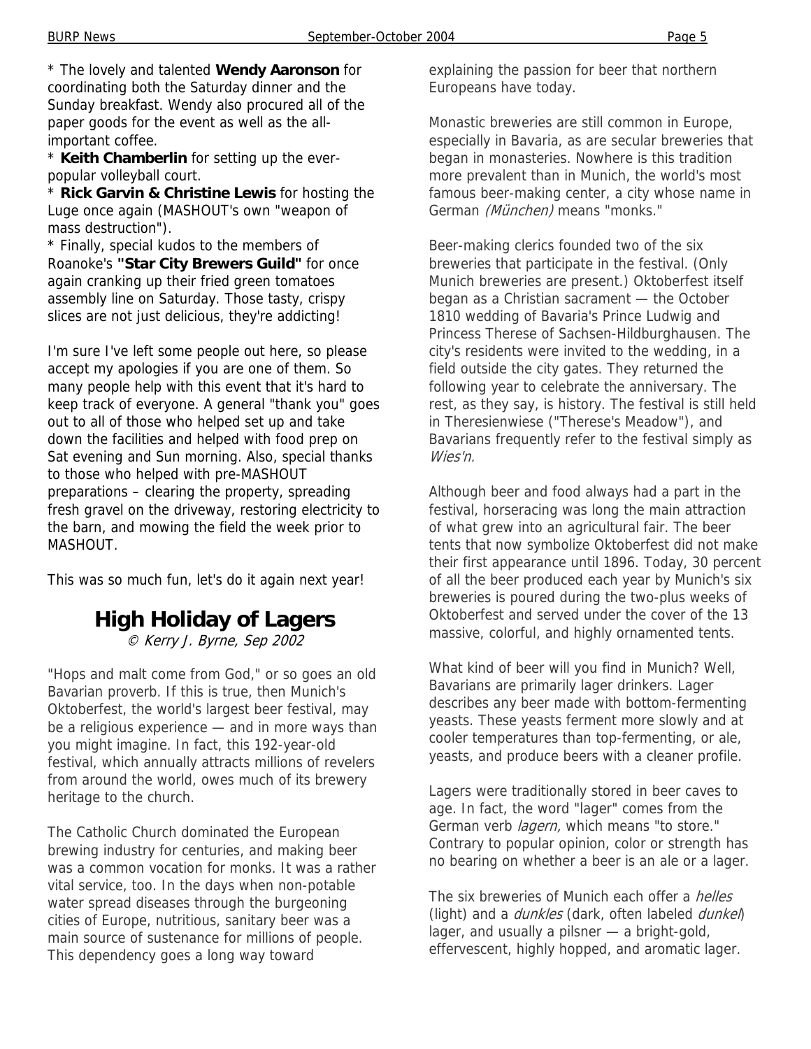* The lovely and talented **Wendy Aaronson** for coordinating both the Saturday dinner and the Sunday breakfast. Wendy also procured all of the paper goods for the event as well as the all-important coffee.

* **Keith Chamberlin** for setting up the ever-popular volleyball court.

* **Rick Garvin & Christine Lewis** for hosting the Luge once again (MASHOUT's own "weapon of mass destruction").

* Finally, special kudos to the members of Roanoke's **"Star City Brewers Guild"** for once again cranking up their fried green tomatoes assembly line on Saturday. Those tasty, crispy slices are not just delicious, they're addicting!

I'm sure I've left some people out here, so please accept my apologies if you are one of them. So many people help with this event that it's hard to keep track of everyone. A general "thank you" goes out to all of those who helped set up and take down the facilities and helped with food prep on Sat evening and Sun morning. Also, special thanks to those who helped with pre-MASHOUT preparations – clearing the property, spreading fresh gravel on the driveway, restoring electricity to the barn, and mowing the field the week prior to MASHOUT.

This was so much fun, let's do it again next year!

# High Holiday of Lagers

*© Kerry J. Byrne, Sep 2002*

"Hops and malt come from God," or so goes an old Bavarian proverb. If this is true, then Munich's Oktoberfest, the world's largest beer festival, may be a religious experience — and in more ways than you might imagine. In fact, this 192-year-old festival, which annually attracts millions of revelers from around the world, owes much of its brewery heritage to the church.

The Catholic Church dominated the European brewing industry for centuries, and making beer was a common vocation for monks. It was a rather vital service, too. In the days when non-potable water spread diseases through the burgeoning cities of Europe, nutritious, sanitary beer was a main source of sustenance for millions of people. This dependency goes a long way toward explaining the passion for beer that northern Europeans have today.

Monastic breweries are still common in Europe, especially in Bavaria, as are secular breweries that began in monasteries. Nowhere is this tradition more prevalent than in Munich, the world's most famous beer-making center, a city whose name in German *(München)* means "monks."

Beer-making clerics founded two of the six breweries that participate in the festival. (Only Munich breweries are present.) Oktoberfest itself began as a Christian sacrament — the October 1810 wedding of Bavaria's Prince Ludwig and Princess Therese of Sachsen-Hildburghausen. The city's residents were invited to the wedding, in a field outside the city gates. They returned the following year to celebrate the anniversary. The rest, as they say, is history. The festival is still held in Theresienwiese ("Therese's Meadow"), and Bavarians frequently refer to the festival simply as *Wies'n.*

Although beer and food always had a part in the festival, horseracing was long the main attraction of what grew into an agricultural fair. The beer tents that now symbolize Oktoberfest did not make their first appearance until 1896. Today, 30 percent of all the beer produced each year by Munich's six breweries is poured during the two-plus weeks of Oktoberfest and served under the cover of the 13 massive, colorful, and highly ornamented tents.

What kind of beer will you find in Munich? Well, Bavarians are primarily lager drinkers. Lager describes any beer made with bottom-fermenting yeasts. These yeasts ferment more slowly and at cooler temperatures than top-fermenting, or ale, yeasts, and produce beers with a cleaner profile.

Lagers were traditionally stored in beer caves to age. In fact, the word "lager" comes from the German verb *lagern,* which means "to store." Contrary to popular opinion, color or strength has no bearing on whether a beer is an ale or a lager.

The six breweries of Munich each offer a *helles* (light) and a *dunkles* (dark, often labeled *dunkel*) lager, and usually a pilsner — a bright-gold, effervescent, highly hopped, and aromatic lager.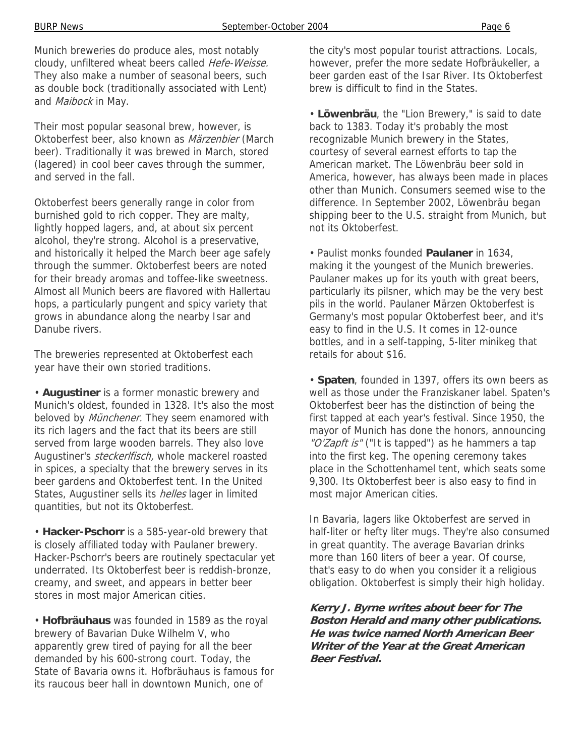Munich breweries do produce ales, most notably cloudy, unfiltered wheat beers called *Hefe-Weisse.* They also make a number of seasonal beers, such as double bock (traditionally associated with Lent) and *Maibock* in May.

Their most popular seasonal brew, however, is Oktoberfest beer, also known as *Märzenbier* (March beer). Traditionally it was brewed in March, stored (lagered) in cool beer caves through the summer, and served in the fall.

Oktoberfest beers generally range in color from burnished gold to rich copper. They are malty, lightly hopped lagers, and, at about six percent alcohol, they're strong. Alcohol is a preservative, and historically it helped the March beer age safely through the summer. Oktoberfest beers are noted for their bready aromas and toffee-like sweetness. Almost all Munich beers are flavored with Hallertau hops, a particularly pungent and spicy variety that grows in abundance along the nearby Isar and Danube rivers.

The breweries represented at Oktoberfest each year have their own storied traditions.

• **Augustiner** is a former monastic brewery and Munich's oldest, founded in 1328. It's also the most beloved by *Münchener.* They seem enamored with its rich lagers and the fact that its beers are still served from large wooden barrels. They also love Augustiner's *steckerlfisch,* whole mackerel roasted in spices, a specialty that the brewery serves in its beer gardens and Oktoberfest tent. In the United States, Augustiner sells its *helles* lager in limited quantities, but not its Oktoberfest.

• **Hacker-Pschorr** is a 585-year-old brewery that is closely affiliated today with Paulaner brewery. Hacker-Pschorr's beers are routinely spectacular yet underrated. Its Oktoberfest beer is reddish-bronze, creamy, and sweet, and appears in better beer stores in most major American cities.

• **Hofbräuhaus** was founded in 1589 as the royal brewery of Bavarian Duke Wilhelm V, who apparently grew tired of paying for all the beer demanded by his 600-strong court. Today, the State of Bavaria owns it. Hofbräuhaus is famous for its raucous beer hall in downtown Munich, one of the city's most popular tourist attractions. Locals, however, prefer the more sedate Hofbräukeller, a beer garden east of the Isar River. Its Oktoberfest brew is difficult to find in the States.

• **Löwenbräu**, the "Lion Brewery," is said to date back to 1383. Today it's probably the most recognizable Munich brewery in the States, courtesy of several earnest efforts to tap the American market. The Löwenbräu beer sold in America, however, has always been made in places other than Munich. Consumers seemed wise to the difference. In September 2002, Löwenbräu began shipping beer to the U.S. straight from Munich, but not its Oktoberfest.

• Paulist monks founded **Paulaner** in 1634, making it the youngest of the Munich breweries. Paulaner makes up for its youth with great beers, particularly its pilsner, which may be the very best pils in the world. Paulaner Märzen Oktoberfest is Germany's most popular Oktoberfest beer, and it's easy to find in the U.S. It comes in 12-ounce bottles, and in a self-tapping, 5-liter minikeg that retails for about $16.

• **Spaten**, founded in 1397, offers its own beers as well as those under the Franziskaner label. Spaten's Oktoberfest beer has the distinction of being the first tapped at each year's festival. Since 1950, the mayor of Munich has done the honors, announcing *"O'Zapft is"* ("It is tapped") as he hammers a tap into the first keg. The opening ceremony takes place in the Schottenhamel tent, which seats some 9,300. Its Oktoberfest beer is also easy to find in most major American cities.

In Bavaria, lagers like Oktoberfest are served in half-liter or hefty liter mugs. They're also consumed in great quantity. The average Bavarian drinks more than 160 liters of beer a year. Of course, that's easy to do when you consider it a religious obligation. Oktoberfest is simply their high holiday.

***Kerry J. Byrne writes about beer for The Boston Herald and many other publications. He was twice named North American Beer Writer of the Year at the Great American Beer Festival.***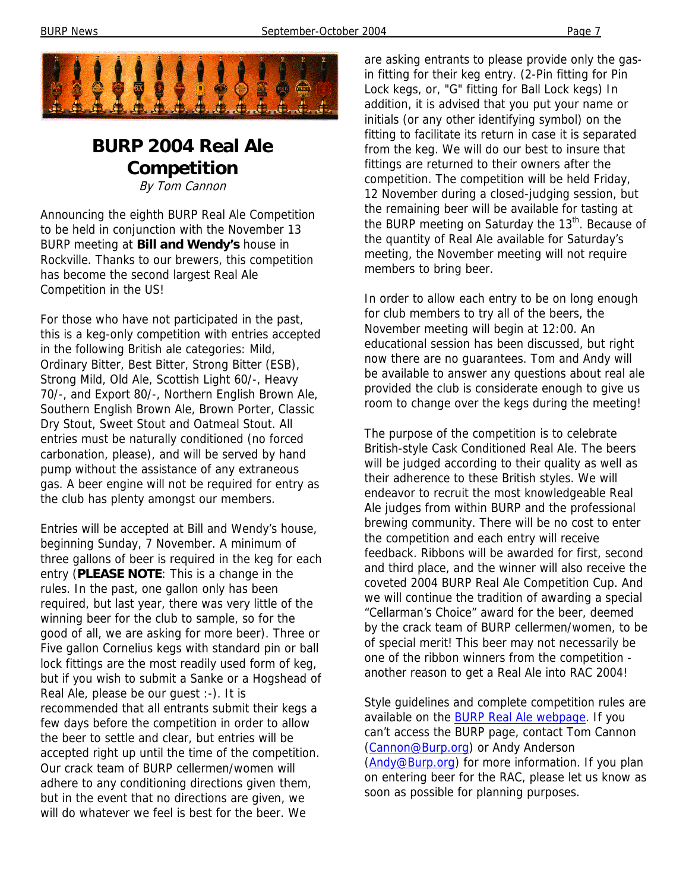# BURP 2004 Real Ale Competition

*By Tom Cannon*

Announcing the eighth BURP Real Ale Competition to be held in conjunction with the November 13 BURP meeting at **Bill and Wendy's** house in Rockville. Thanks to our brewers, this competition has become the second largest Real Ale Competition in the US!

For those who have not participated in the past, this is a keg-only competition with entries accepted in the following British ale categories: Mild, Ordinary Bitter, Best Bitter, Strong Bitter (ESB), Strong Mild, Old Ale, Scottish Light 60/-, Heavy 70/-, and Export 80/-, Northern English Brown Ale, Southern English Brown Ale, Brown Porter, Classic Dry Stout, Sweet Stout and Oatmeal Stout. All entries must be naturally conditioned (no forced carbonation, please), and will be served by hand pump without the assistance of any extraneous gas. A beer engine will not be required for entry as the club has plenty amongst our members.

Entries will be accepted at Bill and Wendy's house, beginning Sunday, 7 November. A minimum of three gallons of beer is required in the keg for each entry (**PLEASE NOTE**: This is a change in the rules. In the past, one gallon only has been required, but last year, there was very little of the winning beer for the club to sample, so for the good of all, we are asking for more beer). Three or Five gallon Cornelius kegs with standard pin or ball lock fittings are the most readily used form of keg, but if you wish to submit a Sanke or a Hogshead of Real Ale, please be our guest :-). It is recommended that all entrants submit their kegs a few days before the competition in order to allow the beer to settle and clear, but entries will be accepted right up until the time of the competition. Our crack team of BURP cellermen/women will adhere to any conditioning directions given them, but in the event that no directions are given, we will do whatever we feel is best for the beer. We are asking entrants to please provide only the gas-in fitting for their keg entry. (2-Pin fitting for Pin Lock kegs, or, "G" fitting for Ball Lock kegs) In addition, it is advised that you put your name or initials (or any other identifying symbol) on the fitting to facilitate its return in case it is separated from the keg. We will do our best to insure that fittings are returned to their owners after the competition. The competition will be held Friday, 12 November during a closed-judging session, but the remaining beer will be available for tasting at the BURP meeting on Saturday the 13th. Because of the quantity of Real Ale available for Saturday's meeting, the November meeting will not require members to bring beer.

In order to allow each entry to be on long enough for club members to try all of the beers, the November meeting will begin at 12:00. An educational session has been discussed, but right now there are no guarantees. Tom and Andy will be available to answer any questions about real ale provided the club is considerate enough to give us room to change over the kegs during the meeting!

The purpose of the competition is to celebrate British-style Cask Conditioned Real Ale. The beers will be judged according to their quality as well as their adherence to these British styles. We will endeavor to recruit the most knowledgeable Real Ale judges from within BURP and the professional brewing community. There will be no cost to enter the competition and each entry will receive feedback. Ribbons will be awarded for first, second and third place, and the winner will also receive the coveted 2004 BURP Real Ale Competition Cup. And we will continue the tradition of awarding a special "Cellarman's Choice" award for the beer, deemed by the crack team of BURP cellermen/women, to be of special merit! This beer may not necessarily be one of the ribbon winners from the competition - another reason to get a Real Ale into RAC 2004!

Style guidelines and complete competition rules are available on the BURP Real Ale webpage. If you can't access the BURP page, contact Tom Cannon (Cannon@Burp.org) or Andy Anderson (Andy@Burp.org) for more information. If you plan on entering beer for the RAC, please let us know as soon as possible for planning purposes.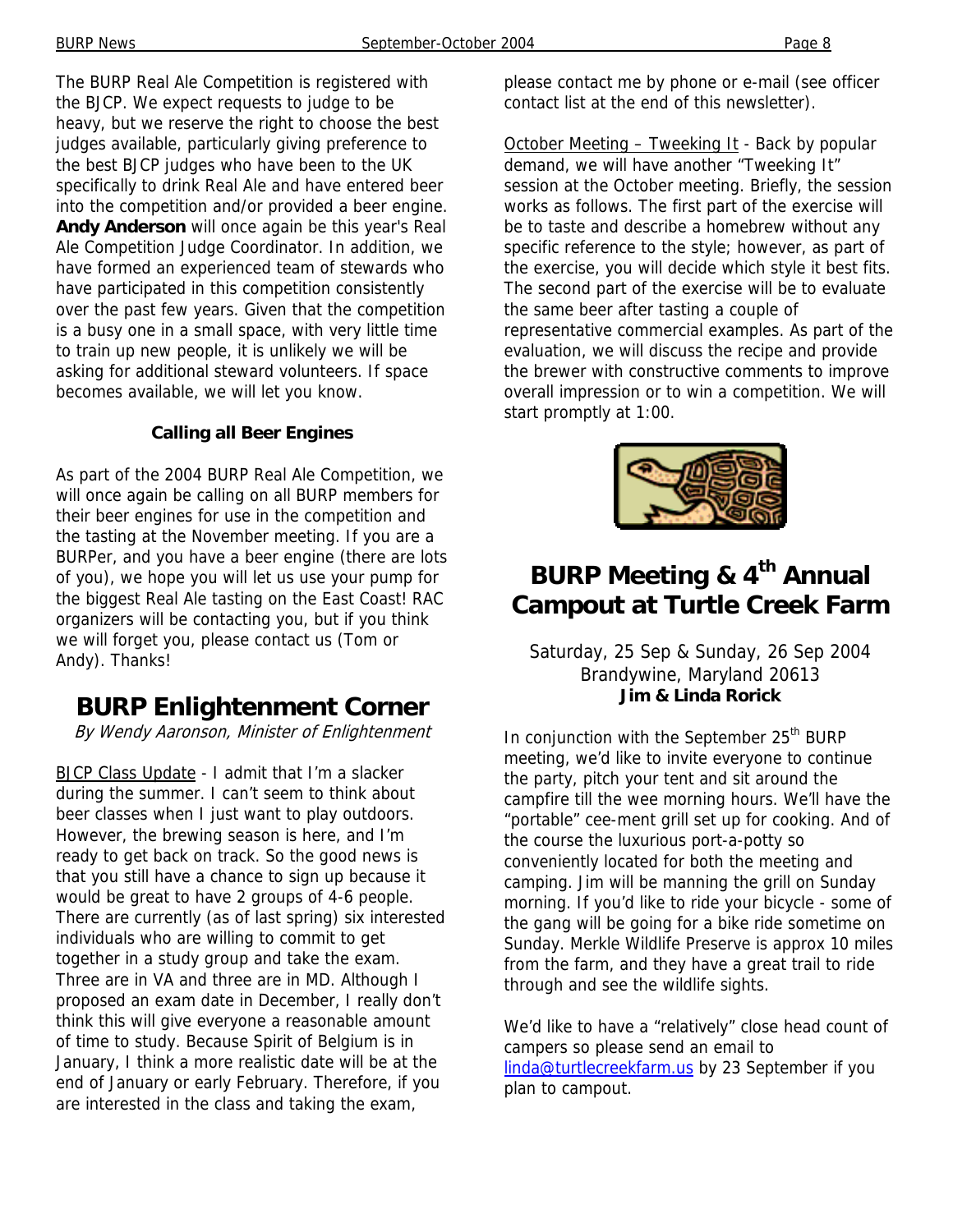The BURP Real Ale Competition is registered with the BJCP. We expect requests to judge to be heavy, but we reserve the right to choose the best judges available, particularly giving preference to the best BJCP judges who have been to the UK specifically to drink Real Ale and have entered beer into the competition and/or provided a beer engine. **Andy Anderson** will once again be this year's Real Ale Competition Judge Coordinator. In addition, we have formed an experienced team of stewards who have participated in this competition consistently over the past few years. Given that the competition is a busy one in a small space, with very little time to train up new people, it is unlikely we will be asking for additional steward volunteers. If space becomes available, we will let you know.

**Calling all Beer Engines**

As part of the 2004 BURP Real Ale Competition, we will once again be calling on all BURP members for their beer engines for use in the competition and the tasting at the November meeting. If you are a BURPer, and you have a beer engine (there are lots of you), we hope you will let us use your pump for the biggest Real Ale tasting on the East Coast! RAC organizers will be contacting you, but if you think we will forget you, please contact us (Tom or Andy). Thanks!

## BURP Enlightenment Corner

*By Wendy Aaronson, Minister of Enlightenment*

BJCP Class Update - I admit that I'm a slacker during the summer. I can't seem to think about beer classes when I just want to play outdoors. However, the brewing season is here, and I'm ready to get back on track. So the good news is that you still have a chance to sign up because it would be great to have 2 groups of 4-6 people. There are currently (as of last spring) six interested individuals who are willing to commit to get together in a study group and take the exam. Three are in VA and three are in MD. Although I proposed an exam date in December, I really don't think this will give everyone a reasonable amount of time to study. Because Spirit of Belgium is in January, I think a more realistic date will be at the end of January or early February. Therefore, if you are interested in the class and taking the exam, please contact me by phone or e-mail (see officer contact list at the end of this newsletter).

October Meeting – Tweeking It - Back by popular demand, we will have another "Tweeking It" session at the October meeting. Briefly, the session works as follows. The first part of the exercise will be to taste and describe a homebrew without any specific reference to the style; however, as part of the exercise, you will decide which style it best fits. The second part of the exercise will be to evaluate the same beer after tasting a couple of representative commercial examples. As part of the evaluation, we will discuss the recipe and provide the brewer with constructive comments to improve overall impression or to win a competition. We will start promptly at 1:00.

## BURP Meeting & 4th Annual Campout at Turtle Creek Farm

Saturday, 25 Sep & Sunday, 26 Sep 2004
Brandywine, Maryland 20613
**Jim & Linda Rorick**

In conjunction with the September 25th BURP meeting, we'd like to invite everyone to continue the party, pitch your tent and sit around the campfire till the wee morning hours. We'll have the "portable" cee-ment grill set up for cooking. And of the course the luxurious port-a-potty so conveniently located for both the meeting and camping. Jim will be manning the grill on Sunday morning. If you'd like to ride your bicycle - some of the gang will be going for a bike ride sometime on Sunday. Merkle Wildlife Preserve is approx 10 miles from the farm, and they have a great trail to ride through and see the wildlife sights.

We'd like to have a "relatively" close head count of campers so please send an email to linda@turtlecreekfarm.us by 23 September if you plan to campout.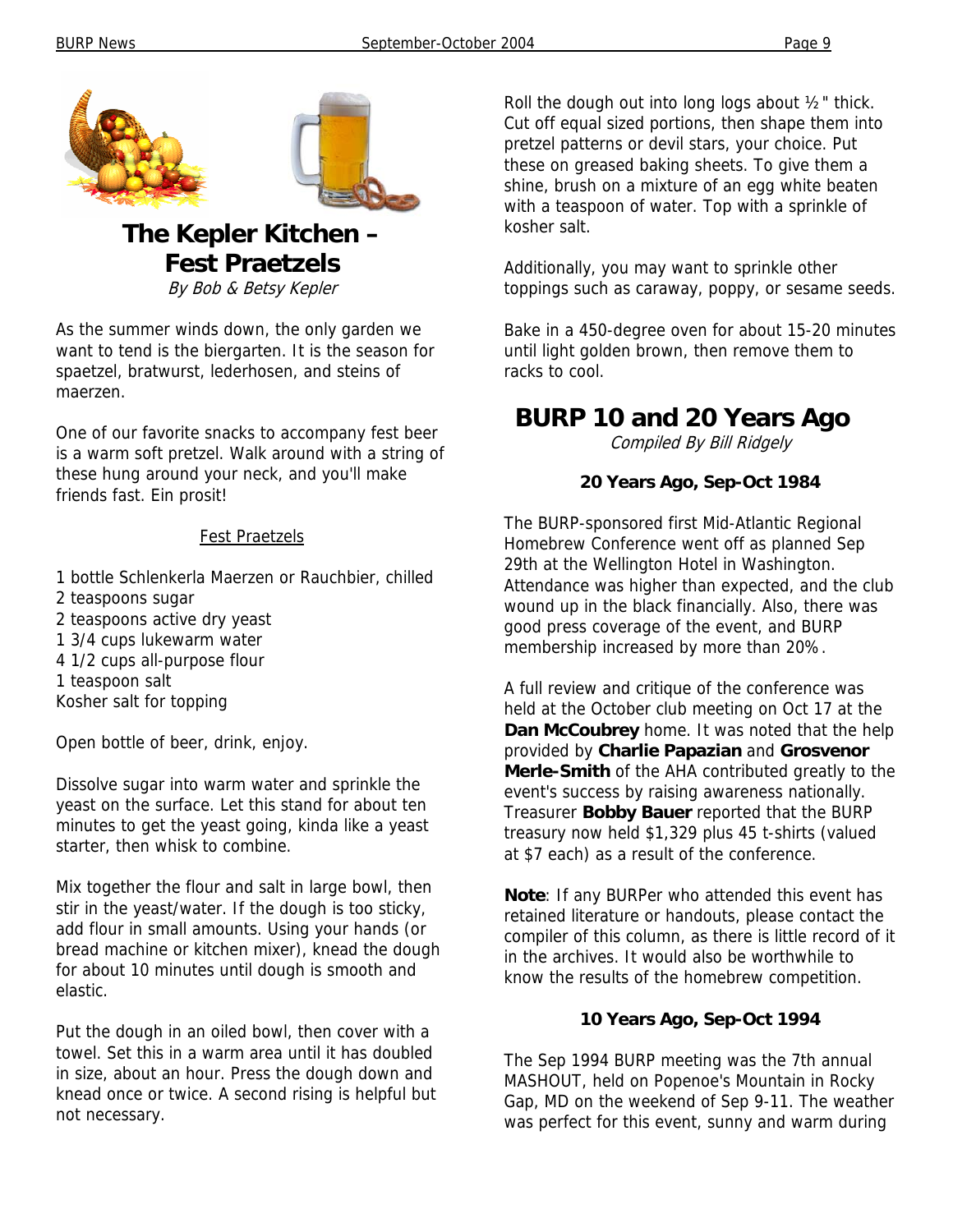# The Kepler Kitchen – Fest Praetzels

*By Bob & Betsy Kepler*

As the summer winds down, the only garden we want to tend is the biergarten. It is the season for spaetzel, bratwurst, lederhosen, and steins of maerzen.

One of our favorite snacks to accompany fest beer is a warm soft pretzel. Walk around with a string of these hung around your neck, and you'll make friends fast. Ein prosit!

<u>Fest Praetzels</u>

1 bottle Schlenkerla Maerzen or Rauchbier, chilled
2 teaspoons sugar
2 teaspoons active dry yeast
1 3/4 cups lukewarm water
4 1/2 cups all-purpose flour
1 teaspoon salt
Kosher salt for topping

Open bottle of beer, drink, enjoy.

Dissolve sugar into warm water and sprinkle the yeast on the surface. Let this stand for about ten minutes to get the yeast going, kinda like a yeast starter, then whisk to combine.

Mix together the flour and salt in large bowl, then stir in the yeast/water. If the dough is too sticky, add flour in small amounts. Using your hands (or bread machine or kitchen mixer), knead the dough for about 10 minutes until dough is smooth and elastic.

Put the dough in an oiled bowl, then cover with a towel. Set this in a warm area until it has doubled in size, about an hour. Press the dough down and knead once or twice. A second rising is helpful but not necessary.

Roll the dough out into long logs about ½" thick. Cut off equal sized portions, then shape them into pretzel patterns or devil stars, your choice. Put these on greased baking sheets. To give them a shine, brush on a mixture of an egg white beaten with a teaspoon of water. Top with a sprinkle of kosher salt.

Additionally, you may want to sprinkle other toppings such as caraway, poppy, or sesame seeds.

Bake in a 450-degree oven for about 15-20 minutes until light golden brown, then remove them to racks to cool.

# BURP 10 and 20 Years Ago

*Compiled By Bill Ridgely*

### 20 Years Ago, Sep-Oct 1984

The BURP-sponsored first Mid-Atlantic Regional Homebrew Conference went off as planned Sep 29th at the Wellington Hotel in Washington. Attendance was higher than expected, and the club wound up in the black financially. Also, there was good press coverage of the event, and BURP membership increased by more than 20%.

A full review and critique of the conference was held at the October club meeting on Oct 17 at the **Dan McCoubrey** home. It was noted that the help provided by **Charlie Papazian** and **Grosvenor Merle-Smith** of the AHA contributed greatly to the event's success by raising awareness nationally. Treasurer **Bobby Bauer** reported that the BURP treasury now held $1,329 plus 45 t-shirts (valued at $7 each) as a result of the conference.

**Note**: If any BURPer who attended this event has retained literature or handouts, please contact the compiler of this column, as there is little record of it in the archives. It would also be worthwhile to know the results of the homebrew competition.

### 10 Years Ago, Sep-Oct 1994

The Sep 1994 BURP meeting was the 7th annual MASHOUT, held on Popenoe's Mountain in Rocky Gap, MD on the weekend of Sep 9-11. The weather was perfect for this event, sunny and warm during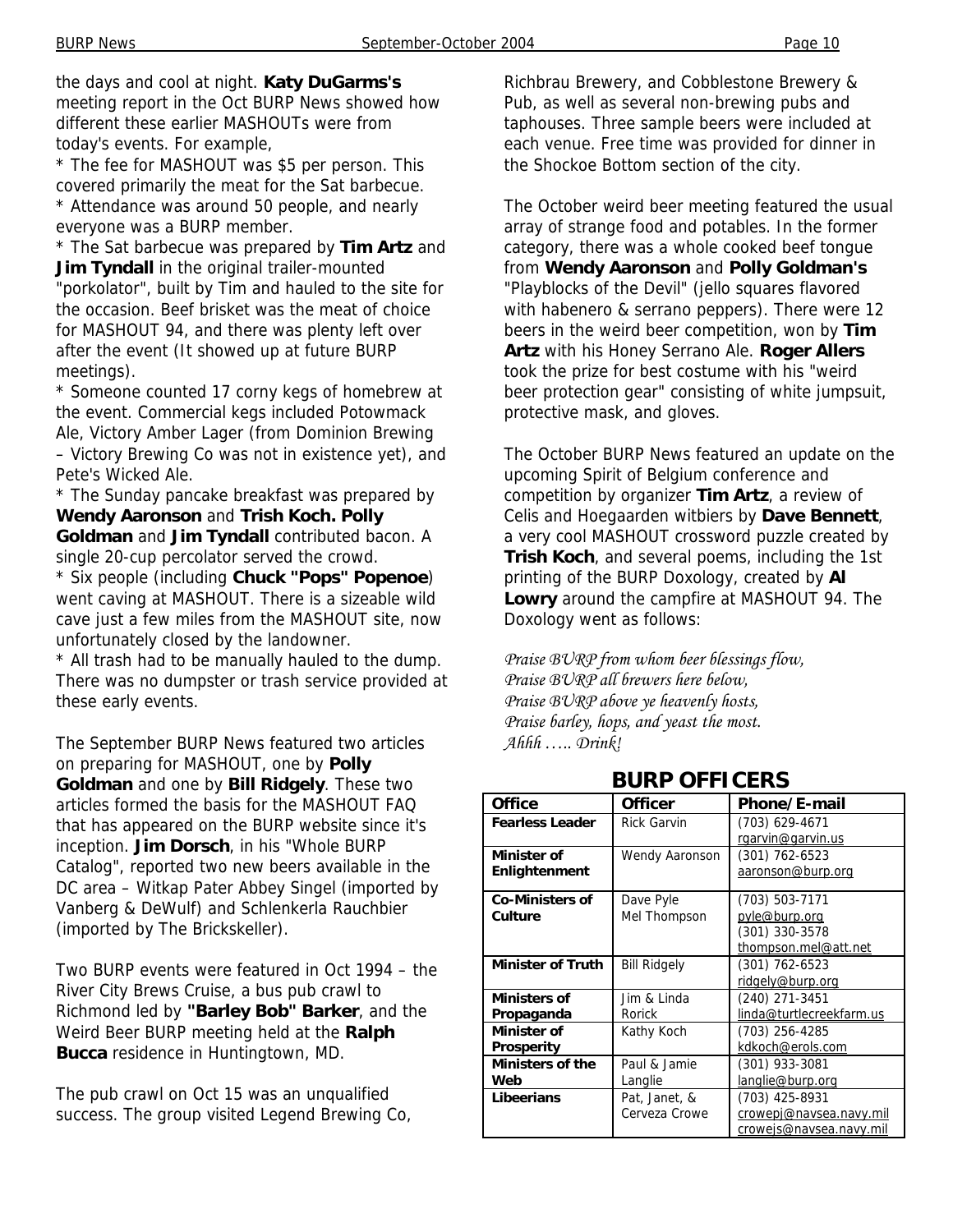the days and cool at night. **Katy DuGarms's** meeting report in the Oct BURP News showed how different these earlier MASHOUTs were from today's events. For example,

* The fee for MASHOUT was $5 per person. This covered primarily the meat for the Sat barbecue.
* Attendance was around 50 people, and nearly everyone was a BURP member.
* The Sat barbecue was prepared by **Tim Artz** and **Jim Tyndall** in the original trailer-mounted "porkolator", built by Tim and hauled to the site for the occasion. Beef brisket was the meat of choice for MASHOUT 94, and there was plenty left over after the event (It showed up at future BURP meetings).
* Someone counted 17 corny kegs of homebrew at the event. Commercial kegs included Potowmack Ale, Victory Amber Lager (from Dominion Brewing – Victory Brewing Co was not in existence yet), and Pete's Wicked Ale.
* The Sunday pancake breakfast was prepared by **Wendy Aaronson** and **Trish Koch. Polly Goldman** and **Jim Tyndall** contributed bacon. A single 20-cup percolator served the crowd.
* Six people (including **Chuck "Pops" Popenoe**) went caving at MASHOUT. There is a sizeable wild cave just a few miles from the MASHOUT site, now unfortunately closed by the landowner.
* All trash had to be manually hauled to the dump. There was no dumpster or trash service provided at these early events.

The September BURP News featured two articles on preparing for MASHOUT, one by **Polly Goldman** and one by **Bill Ridgely**. These two articles formed the basis for the MASHOUT FAQ that has appeared on the BURP website since it's inception. **Jim Dorsch**, in his "Whole BURP Catalog", reported two new beers available in the DC area – Witkap Pater Abbey Singel (imported by Vanberg & DeWulf) and Schlenkerla Rauchbier (imported by The Brickskeller).

Two BURP events were featured in Oct 1994 – the River City Brews Cruise, a bus pub crawl to Richmond led by **"Barley Bob" Barker**, and the Weird Beer BURP meeting held at the **Ralph Bucca** residence in Huntingtown, MD.

The pub crawl on Oct 15 was an unqualified success. The group visited Legend Brewing Co, Richbrau Brewery, and Cobblestone Brewery & Pub, as well as several non-brewing pubs and taphouses. Three sample beers were included at each venue. Free time was provided for dinner in the Shockoe Bottom section of the city.

The October weird beer meeting featured the usual array of strange food and potables. In the former category, there was a whole cooked beef tongue from **Wendy Aaronson** and **Polly Goldman's** "Playblocks of the Devil" (jello squares flavored with habenero & serrano peppers). There were 12 beers in the weird beer competition, won by **Tim Artz** with his Honey Serrano Ale. **Roger Allers** took the prize for best costume with his "weird beer protection gear" consisting of white jumpsuit, protective mask, and gloves.

The October BURP News featured an update on the upcoming Spirit of Belgium conference and competition by organizer **Tim Artz**, a review of Celis and Hoegaarden witbiers by **Dave Bennett**, a very cool MASHOUT crossword puzzle created by **Trish Koch**, and several poems, including the 1st printing of the BURP Doxology, created by **Al Lowry** around the campfire at MASHOUT 94. The Doxology went as follows:

*Praise BURP from whom beer blessings flow,*
*Praise BURP all brewers here below,*
*Praise BURP above ye heavenly hosts,*
*Praise barley, hops, and yeast the most.*
*Ahhh ….. Drink!*

## BURP OFFICERS

| Office | Officer | Phone/E-mail |
|---|---|---|
| **Fearless Leader** | Rick Garvin | (703) 629-4671<br>rgarvin@garvin.us |
| **Minister of Enlightenment** | Wendy Aaronson | (301) 762-6523<br>aaronson@burp.org |
| **Co-Ministers of Culture** | Dave Pyle<br>Mel Thompson | (703) 503-7171<br>pyle@burp.org<br>(301) 330-3578<br>thompson.mel@att.net |
| **Minister of Truth** | Bill Ridgely | (301) 762-6523<br>ridgely@burp.org |
| **Ministers of Propaganda** | Jim & Linda Rorick | (240) 271-3451<br>linda@turtlecreekfarm.us |
| **Minister of Prosperity** | Kathy Koch | (703) 256-4285<br>kdkoch@erols.com |
| **Ministers of the Web** | Paul & Jamie Langlie | (301) 933-3081<br>langlie@burp.org |
| **Libeerians** | Pat, Janet, & Cerveza Crowe | (703) 425-8931<br>crowepj@navsea.navy.mil<br>crowejs@navsea.navy.mil |